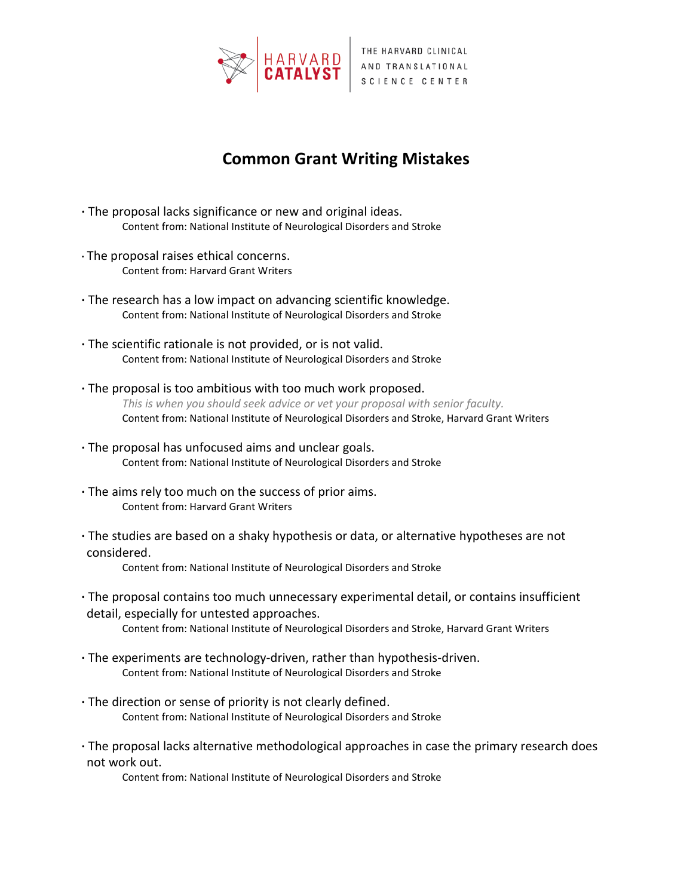HARVARD CATALYST | THE HARVARD CLINICAL AND TRANSLATIONAL SCIENCE CENTER

# Common Grant Writing Mistakes

- The proposal lacks significance or new and original ideas.
  Content from: National Institute of Neurological Disorders and Stroke

- The proposal raises ethical concerns.
  Content from: Harvard Grant Writers

- The research has a low impact on advancing scientific knowledge.
  Content from: National Institute of Neurological Disorders and Stroke

- The scientific rationale is not provided, or is not valid.
  Content from: National Institute of Neurological Disorders and Stroke

- The proposal is too ambitious with too much work proposed.
  *This is when you should seek advice or vet your proposal with senior faculty.*
  Content from: National Institute of Neurological Disorders and Stroke, Harvard Grant Writers

- The proposal has unfocused aims and unclear goals.
  Content from: National Institute of Neurological Disorders and Stroke

- The aims rely too much on the success of prior aims.
  Content from: Harvard Grant Writers

- The studies are based on a shaky hypothesis or data, or alternative hypotheses are not considered.
  Content from: National Institute of Neurological Disorders and Stroke

- The proposal contains too much unnecessary experimental detail, or contains insufficient detail, especially for untested approaches.
  Content from: National Institute of Neurological Disorders and Stroke, Harvard Grant Writers

- The experiments are technology-driven, rather than hypothesis-driven.
  Content from: National Institute of Neurological Disorders and Stroke

- The direction or sense of priority is not clearly defined.
  Content from: National Institute of Neurological Disorders and Stroke

- The proposal lacks alternative methodological approaches in case the primary research does not work out.
  Content from: National Institute of Neurological Disorders and Stroke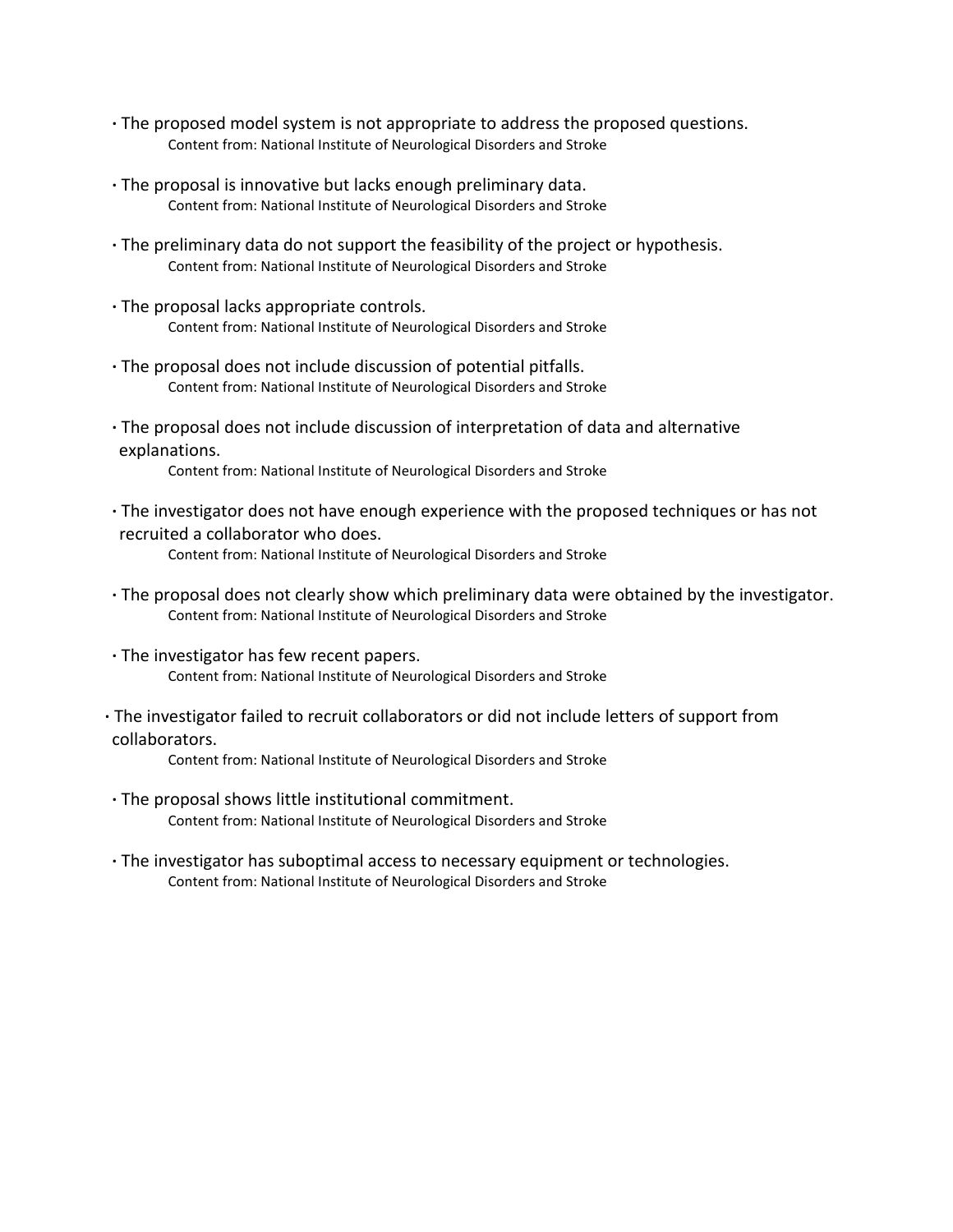- The proposed model system is not appropriate to address the proposed questions.
  Content from: National Institute of Neurological Disorders and Stroke

- The proposal is innovative but lacks enough preliminary data.
  Content from: National Institute of Neurological Disorders and Stroke

- The preliminary data do not support the feasibility of the project or hypothesis.
  Content from: National Institute of Neurological Disorders and Stroke

- The proposal lacks appropriate controls.
  Content from: National Institute of Neurological Disorders and Stroke

- The proposal does not include discussion of potential pitfalls.
  Content from: National Institute of Neurological Disorders and Stroke

- The proposal does not include discussion of interpretation of data and alternative explanations.
  Content from: National Institute of Neurological Disorders and Stroke

- The investigator does not have enough experience with the proposed techniques or has not recruited a collaborator who does.
  Content from: National Institute of Neurological Disorders and Stroke

- The proposal does not clearly show which preliminary data were obtained by the investigator.
  Content from: National Institute of Neurological Disorders and Stroke

- The investigator has few recent papers.
  Content from: National Institute of Neurological Disorders and Stroke

- The investigator failed to recruit collaborators or did not include letters of support from collaborators.
  Content from: National Institute of Neurological Disorders and Stroke

- The proposal shows little institutional commitment.
  Content from: National Institute of Neurological Disorders and Stroke

- The investigator has suboptimal access to necessary equipment or technologies.
  Content from: National Institute of Neurological Disorders and Stroke